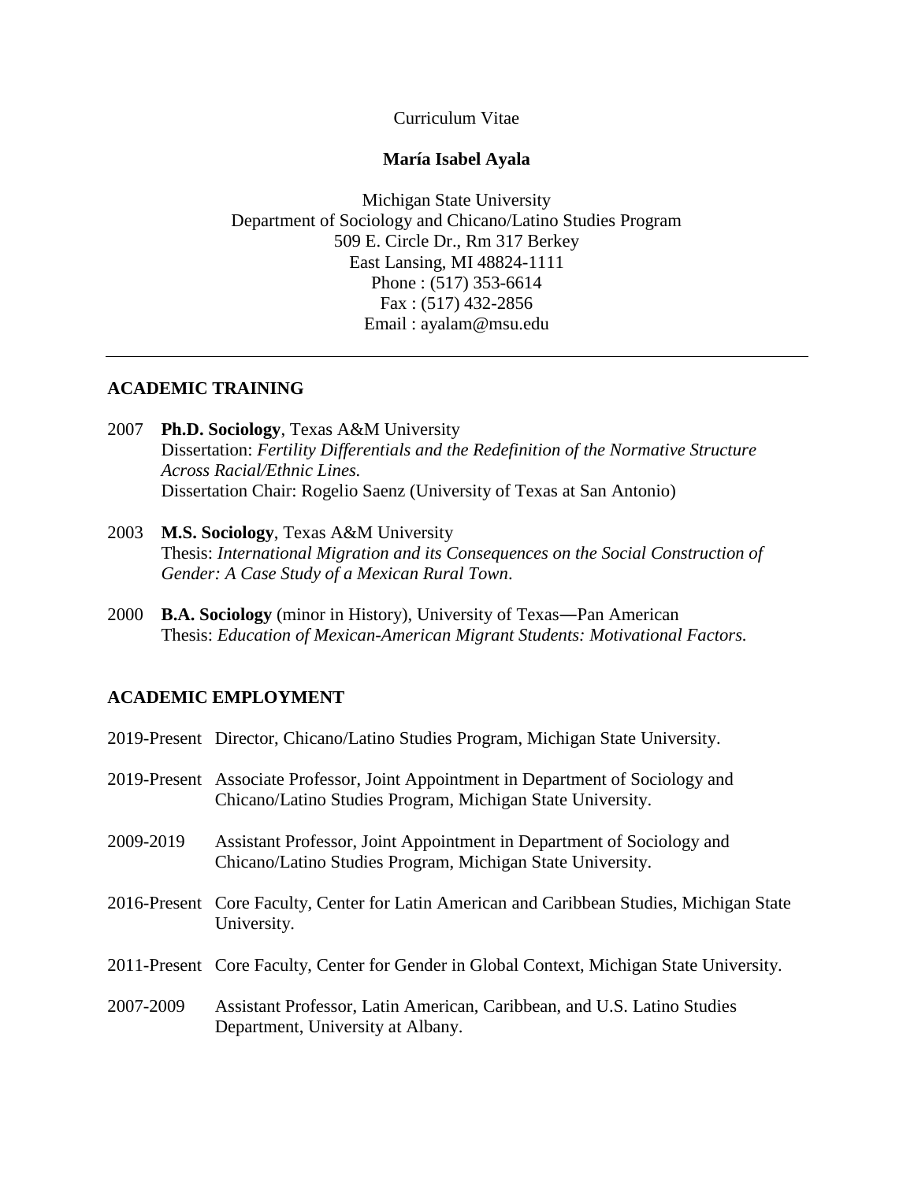Curriculum Vitae

**María Isabel Ayala**

Michigan State University
Department of Sociology and Chicano/Latino Studies Program
509 E. Circle Dr., Rm 317 Berkey
East Lansing, MI 48824-1111
Phone : (517) 353-6614
Fax : (517) 432-2856
Email : ayalam@msu.edu

---

## ACADEMIC TRAINING

2007 **Ph.D. Sociology**, Texas A&M University
Dissertation: *Fertility Differentials and the Redefinition of the Normative Structure Across Racial/Ethnic Lines.*
Dissertation Chair: Rogelio Saenz (University of Texas at San Antonio)

2003 **M.S. Sociology**, Texas A&M University
Thesis: *International Migration and its Consequences on the Social Construction of Gender: A Case Study of a Mexican Rural Town*.

2000 **B.A. Sociology** (minor in History), University of Texas—Pan American
Thesis: *Education of Mexican-American Migrant Students: Motivational Factors.*

## ACADEMIC EMPLOYMENT

2019-Present Director, Chicano/Latino Studies Program, Michigan State University.

2019-Present Associate Professor, Joint Appointment in Department of Sociology and Chicano/Latino Studies Program, Michigan State University.

2009-2019 Assistant Professor, Joint Appointment in Department of Sociology and Chicano/Latino Studies Program, Michigan State University.

2016-Present Core Faculty, Center for Latin American and Caribbean Studies, Michigan State University.

2011-Present Core Faculty, Center for Gender in Global Context, Michigan State University.

2007-2009 Assistant Professor, Latin American, Caribbean, and U.S. Latino Studies Department, University at Albany.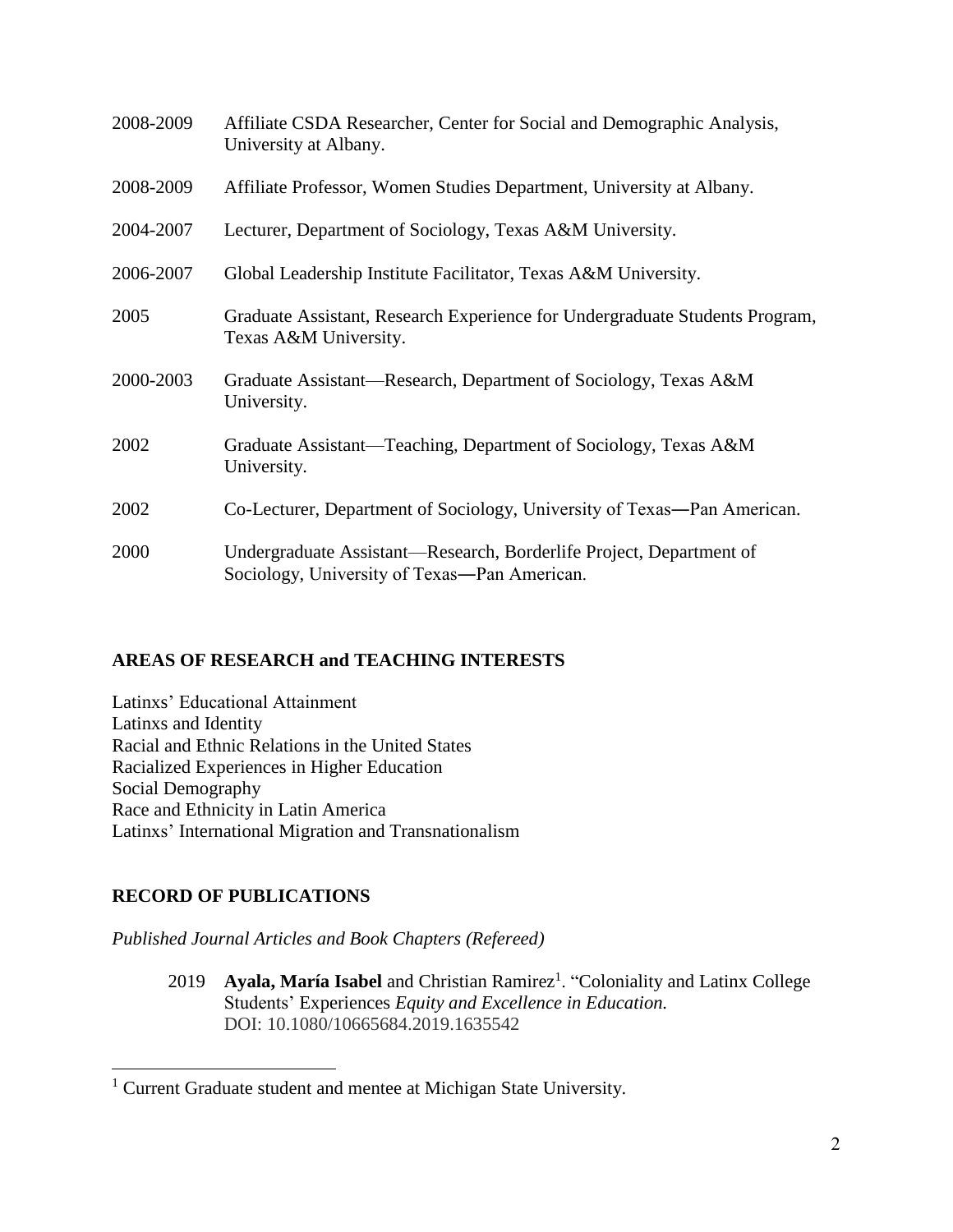2008-2009 Affiliate CSDA Researcher, Center for Social and Demographic Analysis, University at Albany.

2008-2009 Affiliate Professor, Women Studies Department, University at Albany.

2004-2007 Lecturer, Department of Sociology, Texas A&M University.

2006-2007 Global Leadership Institute Facilitator, Texas A&M University.

2005 Graduate Assistant, Research Experience for Undergraduate Students Program, Texas A&M University.

2000-2003 Graduate Assistant—Research, Department of Sociology, Texas A&M University.

2002 Graduate Assistant—Teaching, Department of Sociology, Texas A&M University.

2002 Co-Lecturer, Department of Sociology, University of Texas―Pan American.

2000 Undergraduate Assistant—Research, Borderlife Project, Department of Sociology, University of Texas―Pan American.

## AREAS OF RESEARCH and TEACHING INTERESTS

Latinxs' Educational Attainment
Latinxs and Identity
Racial and Ethnic Relations in the United States
Racialized Experiences in Higher Education
Social Demography
Race and Ethnicity in Latin America
Latinxs' International Migration and Transnationalism

## RECORD OF PUBLICATIONS

*Published Journal Articles and Book Chapters (Refereed)*

2019 **Ayala, María Isabel** and Christian Ramirez[1]. "Coloniality and Latinx College Students' Experiences *Equity and Excellence in Education.* DOI: 10.1080/10665684.2019.1635542

[1] Current Graduate student and mentee at Michigan State University.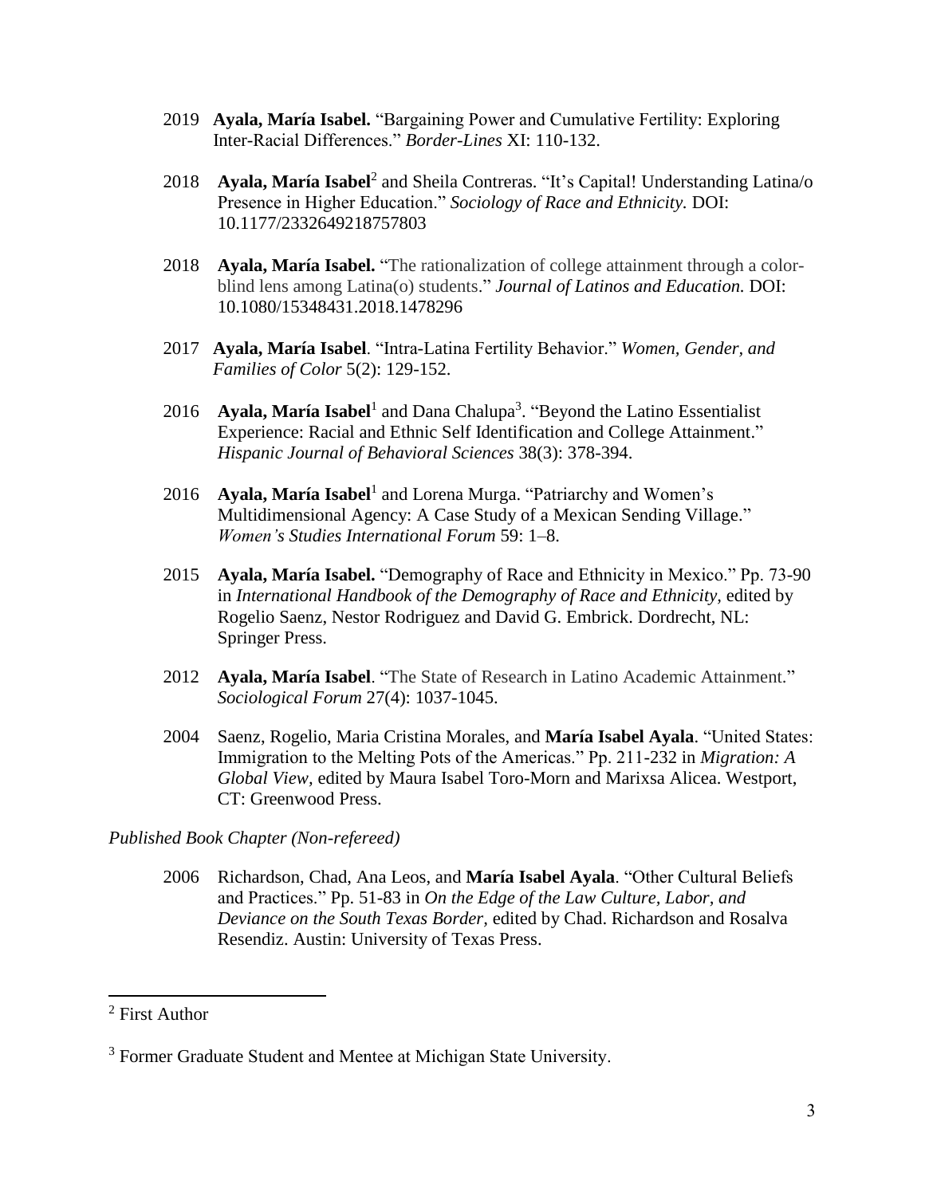2019 **Ayala, María Isabel.** "Bargaining Power and Cumulative Fertility: Exploring Inter-Racial Differences." *Border-Lines* XI: 110-132.

2018 **Ayala, María Isabel**[2] and Sheila Contreras. "It's Capital! Understanding Latina/o Presence in Higher Education." *Sociology of Race and Ethnicity.* DOI: 10.1177/2332649218757803

2018 **Ayala, María Isabel.** "The rationalization of college attainment through a color-blind lens among Latina(o) students." *Journal of Latinos and Education.* DOI: 10.1080/15348431.2018.1478296

2017 **Ayala, María Isabel**. "Intra-Latina Fertility Behavior." *Women, Gender, and Families of Color* 5(2): 129-152.

2016 **Ayala, María Isabel**[1] and Dana Chalupa[3]. "Beyond the Latino Essentialist Experience: Racial and Ethnic Self Identification and College Attainment." *Hispanic Journal of Behavioral Sciences* 38(3): 378-394.

2016 **Ayala, María Isabel**[1] and Lorena Murga. "Patriarchy and Women's Multidimensional Agency: A Case Study of a Mexican Sending Village." *Women's Studies International Forum* 59: 1–8.

2015 **Ayala, María Isabel.** "Demography of Race and Ethnicity in Mexico." Pp. 73-90 in *International Handbook of the Demography of Race and Ethnicity*, edited by Rogelio Saenz, Nestor Rodriguez and David G. Embrick. Dordrecht, NL: Springer Press.

2012 **Ayala, María Isabel**. "The State of Research in Latino Academic Attainment." *Sociological Forum* 27(4): 1037-1045.

2004 Saenz, Rogelio, Maria Cristina Morales, and **María Isabel Ayala**. "United States: Immigration to the Melting Pots of the Americas." Pp. 211-232 in *Migration: A Global View*, edited by Maura Isabel Toro-Morn and Marixsa Alicea. Westport, CT: Greenwood Press.

*Published Book Chapter (Non-refereed)*

2006 Richardson, Chad, Ana Leos, and **María Isabel Ayala**. "Other Cultural Beliefs and Practices." Pp. 51-83 in *On the Edge of the Law Culture, Labor, and Deviance on the South Texas Border*, edited by Chad. Richardson and Rosalva Resendiz. Austin: University of Texas Press.

---

[2] First Author

[3] Former Graduate Student and Mentee at Michigan State University.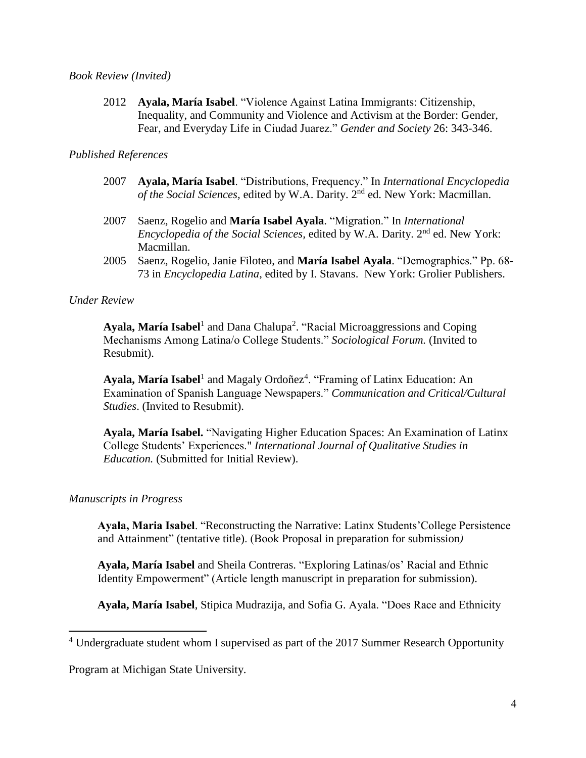*Book Review (Invited)*

2012 **Ayala, María Isabel**. "Violence Against Latina Immigrants: Citizenship, Inequality, and Community and Violence and Activism at the Border: Gender, Fear, and Everyday Life in Ciudad Juarez." *Gender and Society* 26: 343-346.

*Published References*

2007 **Ayala, María Isabel**. "Distributions, Frequency." In *International Encyclopedia of the Social Sciences,* edited by W.A. Darity. 2nd ed. New York: Macmillan.

2007 Saenz, Rogelio and **María Isabel Ayala**. "Migration." In *International Encyclopedia of the Social Sciences,* edited by W.A. Darity. 2nd ed. New York: Macmillan.

2005 Saenz, Rogelio, Janie Filoteo, and **María Isabel Ayala**. "Demographics." Pp. 68-73 in *Encyclopedia Latina,* edited by I. Stavans. New York: Grolier Publishers.

*Under Review*

**Ayala, María Isabel**[1] and Dana Chalupa[2]. "Racial Microaggressions and Coping Mechanisms Among Latina/o College Students." *Sociological Forum.* (Invited to Resubmit).

**Ayala, María Isabel**[1] and Magaly Ordoñez[4]. "Framing of Latinx Education: An Examination of Spanish Language Newspapers." *Communication and Critical/Cultural Studies*. (Invited to Resubmit).

**Ayala, María Isabel.** "Navigating Higher Education Spaces: An Examination of Latinx College Students' Experiences." *International Journal of Qualitative Studies in Education.* (Submitted for Initial Review).

*Manuscripts in Progress*

**Ayala, Maria Isabel**. "Reconstructing the Narrative: Latinx Students' College Persistence and Attainment" (tentative title). (Book Proposal in preparation for submission*)*

**Ayala, María Isabel** and Sheila Contreras. "Exploring Latinas/os' Racial and Ethnic Identity Empowerment" (Article length manuscript in preparation for submission).

**Ayala, María Isabel**, Stipica Mudrazija, and Sofia G. Ayala. "Does Race and Ethnicity

---

[4] Undergraduate student whom I supervised as part of the 2017 Summer Research Opportunity Program at Michigan State University.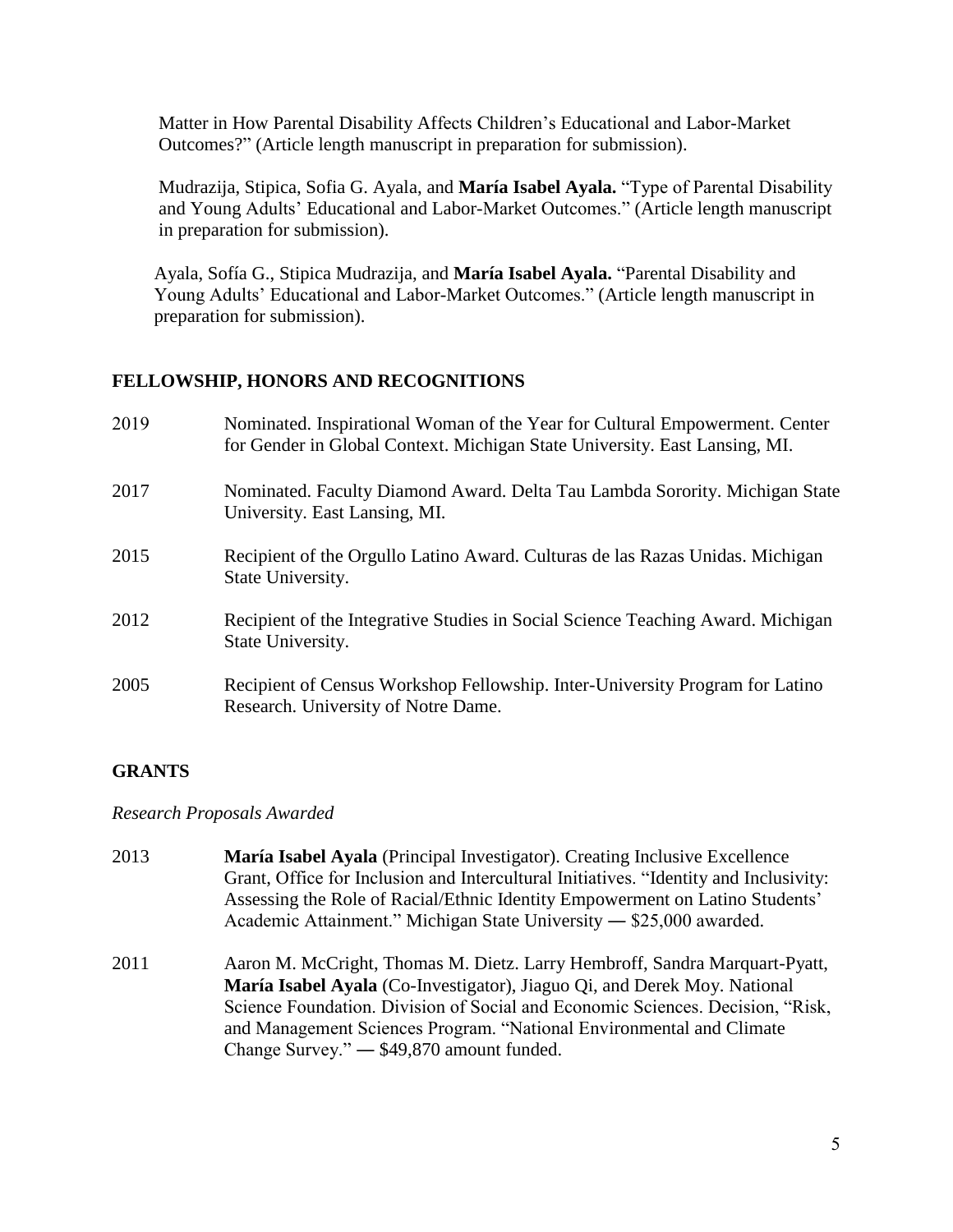Matter in How Parental Disability Affects Children's Educational and Labor-Market Outcomes?" (Article length manuscript in preparation for submission).

Mudrazija, Stipica, Sofia G. Ayala, and **María Isabel Ayala.** "Type of Parental Disability and Young Adults' Educational and Labor-Market Outcomes." (Article length manuscript in preparation for submission).

Ayala, Sofía G., Stipica Mudrazija, and **María Isabel Ayala.** "Parental Disability and Young Adults' Educational and Labor-Market Outcomes." (Article length manuscript in preparation for submission).

## FELLOWSHIP, HONORS AND RECOGNITIONS

2019 Nominated. Inspirational Woman of the Year for Cultural Empowerment. Center for Gender in Global Context. Michigan State University. East Lansing, MI.

2017 Nominated. Faculty Diamond Award. Delta Tau Lambda Sorority. Michigan State University. East Lansing, MI.

2015 Recipient of the Orgullo Latino Award. Culturas de las Razas Unidas. Michigan State University.

2012 Recipient of the Integrative Studies in Social Science Teaching Award. Michigan State University.

2005 Recipient of Census Workshop Fellowship. Inter-University Program for Latino Research. University of Notre Dame.

## GRANTS

*Research Proposals Awarded*

2013 **María Isabel Ayala** (Principal Investigator). Creating Inclusive Excellence Grant, Office for Inclusion and Intercultural Initiatives. "Identity and Inclusivity: Assessing the Role of Racial/Ethnic Identity Empowerment on Latino Students' Academic Attainment." Michigan State University ― $25,000 awarded.

2011 Aaron M. McCright, Thomas M. Dietz. Larry Hembroff, Sandra Marquart-Pyatt, **María Isabel Ayala** (Co-Investigator), Jiaguo Qi, and Derek Moy. National Science Foundation. Division of Social and Economic Sciences. Decision, "Risk, and Management Sciences Program. "National Environmental and Climate Change Survey." ― $49,870 amount funded.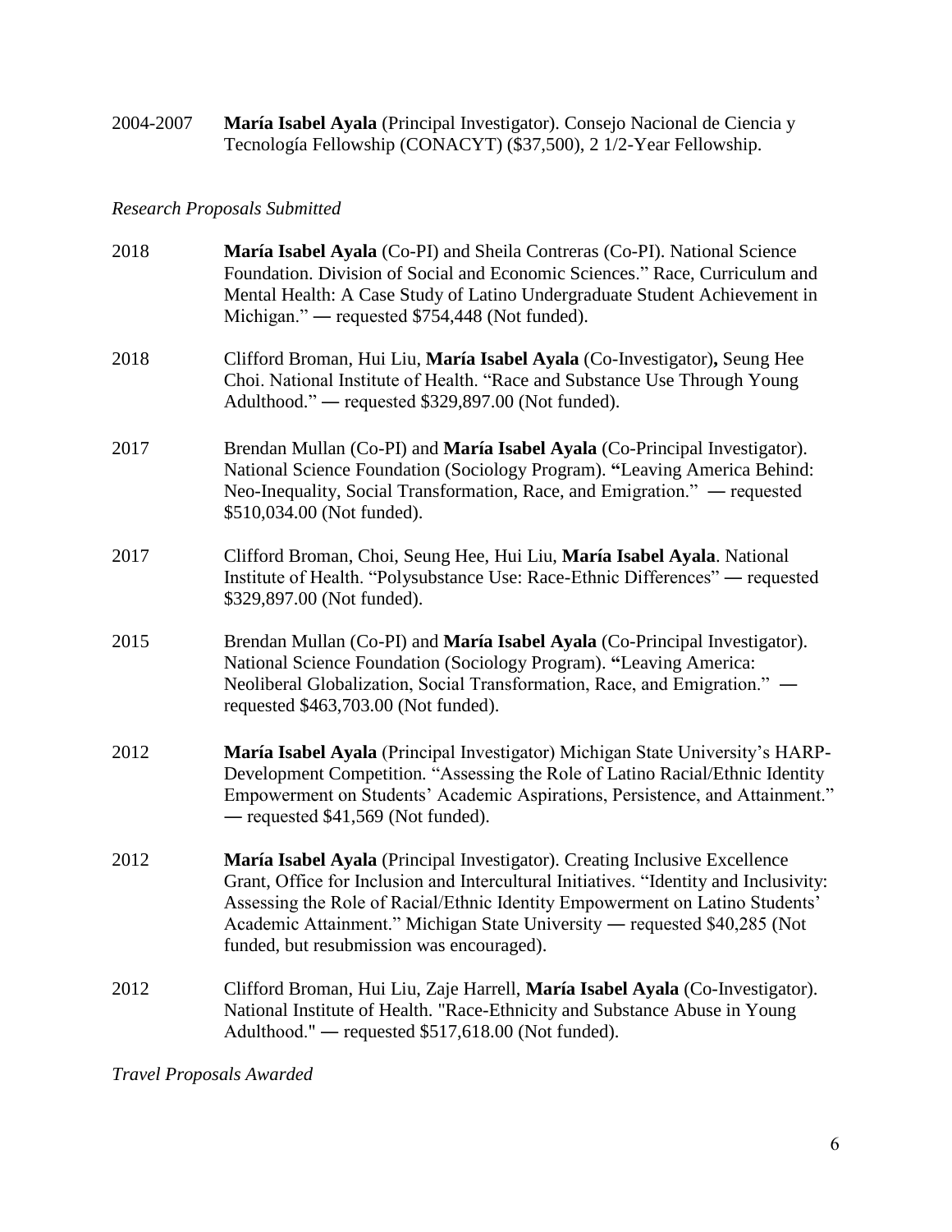2004-2007 **María Isabel Ayala** (Principal Investigator). Consejo Nacional de Ciencia y Tecnología Fellowship (CONACYT) ($37,500), 2 1/2-Year Fellowship.

*Research Proposals Submitted*

2018 **María Isabel Ayala** (Co-PI) and Sheila Contreras (Co-PI). National Science Foundation. Division of Social and Economic Sciences." Race, Curriculum and Mental Health: A Case Study of Latino Undergraduate Student Achievement in Michigan." — requested $754,448 (Not funded).

2018 Clifford Broman, Hui Liu, **María Isabel Ayala** (Co-Investigator)**,** Seung Hee Choi. National Institute of Health. "Race and Substance Use Through Young Adulthood." — requested $329,897.00 (Not funded).

2017 Brendan Mullan (Co-PI) and **María Isabel Ayala** (Co-Principal Investigator). National Science Foundation (Sociology Program). **"**Leaving America Behind: Neo-Inequality, Social Transformation, Race, and Emigration." — requested $510,034.00 (Not funded).

2017 Clifford Broman, Choi, Seung Hee, Hui Liu, **María Isabel Ayala**. National Institute of Health. "Polysubstance Use: Race-Ethnic Differences" — requested $329,897.00 (Not funded).

2015 Brendan Mullan (Co-PI) and **María Isabel Ayala** (Co-Principal Investigator). National Science Foundation (Sociology Program). **"**Leaving America: Neoliberal Globalization, Social Transformation, Race, and Emigration." — requested $463,703.00 (Not funded).

2012 **María Isabel Ayala** (Principal Investigator) Michigan State University's HARP-Development Competition. "Assessing the Role of Latino Racial/Ethnic Identity Empowerment on Students' Academic Aspirations, Persistence, and Attainment." — requested $41,569 (Not funded).

2012 **María Isabel Ayala** (Principal Investigator). Creating Inclusive Excellence Grant, Office for Inclusion and Intercultural Initiatives. "Identity and Inclusivity: Assessing the Role of Racial/Ethnic Identity Empowerment on Latino Students' Academic Attainment." Michigan State University — requested $40,285 (Not funded, but resubmission was encouraged).

2012 Clifford Broman, Hui Liu, Zaje Harrell, **María Isabel Ayala** (Co-Investigator). National Institute of Health. "Race-Ethnicity and Substance Abuse in Young Adulthood." — requested $517,618.00 (Not funded).

*Travel Proposals Awarded*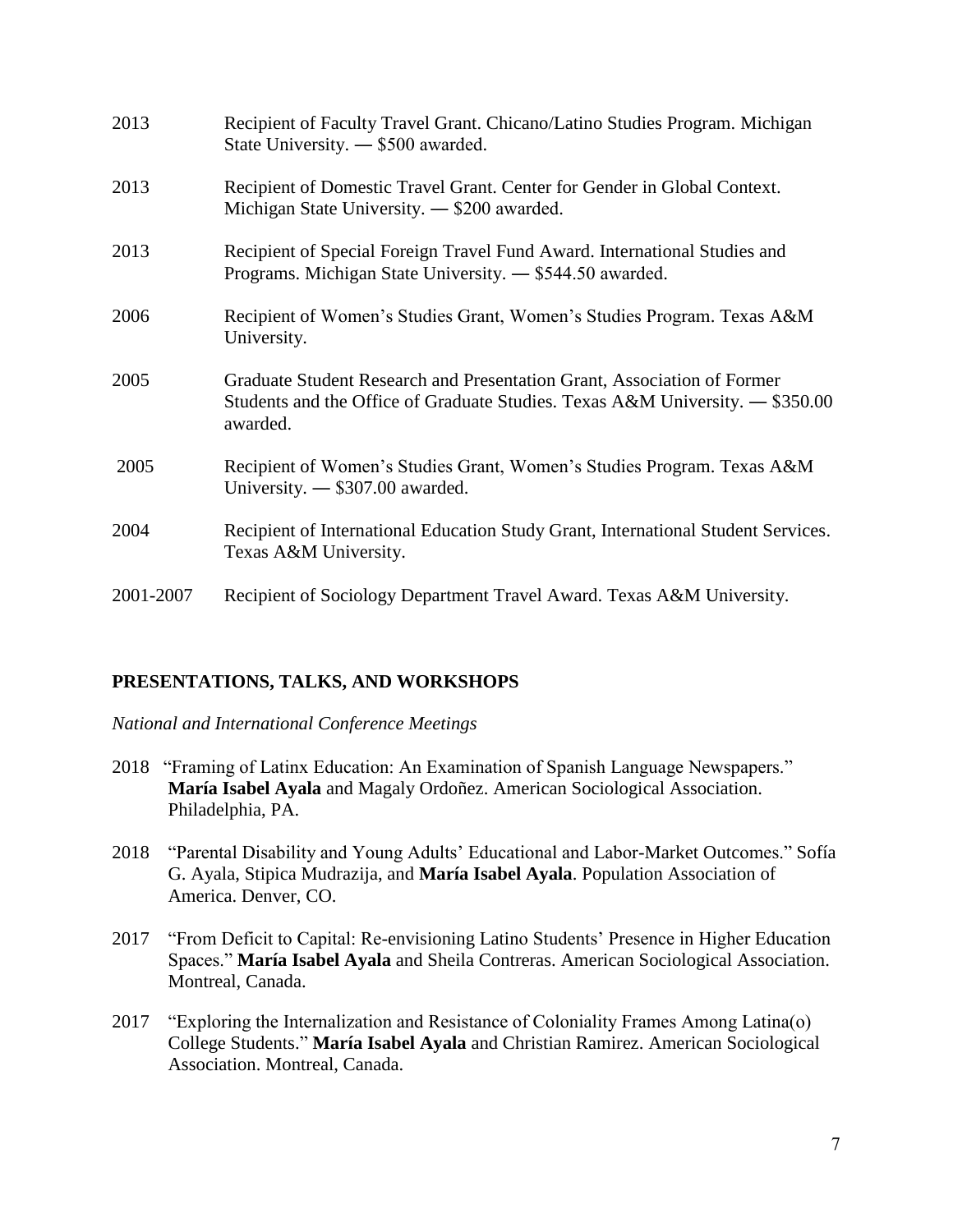2013 Recipient of Faculty Travel Grant. Chicano/Latino Studies Program. Michigan State University. — $500 awarded.

2013 Recipient of Domestic Travel Grant. Center for Gender in Global Context. Michigan State University. — $200 awarded.

2013 Recipient of Special Foreign Travel Fund Award. International Studies and Programs. Michigan State University. — $544.50 awarded.

2006 Recipient of Women's Studies Grant, Women's Studies Program. Texas A&M University.

2005 Graduate Student Research and Presentation Grant, Association of Former Students and the Office of Graduate Studies. Texas A&M University. — $350.00 awarded.

2005 Recipient of Women's Studies Grant, Women's Studies Program. Texas A&M University. — $307.00 awarded.

2004 Recipient of International Education Study Grant, International Student Services. Texas A&M University.

2001-2007 Recipient of Sociology Department Travel Award. Texas A&M University.

## PRESENTATIONS, TALKS, AND WORKSHOPS

*National and International Conference Meetings*

2018 "Framing of Latinx Education: An Examination of Spanish Language Newspapers." **María Isabel Ayala** and Magaly Ordoñez. American Sociological Association. Philadelphia, PA.

2018 "Parental Disability and Young Adults' Educational and Labor-Market Outcomes." Sofía G. Ayala, Stipica Mudrazija, and **María Isabel Ayala**. Population Association of America. Denver, CO.

2017 "From Deficit to Capital: Re-envisioning Latino Students' Presence in Higher Education Spaces." **María Isabel Ayala** and Sheila Contreras. American Sociological Association. Montreal, Canada.

2017 "Exploring the Internalization and Resistance of Coloniality Frames Among Latina(o) College Students." **María Isabel Ayala** and Christian Ramirez. American Sociological Association. Montreal, Canada.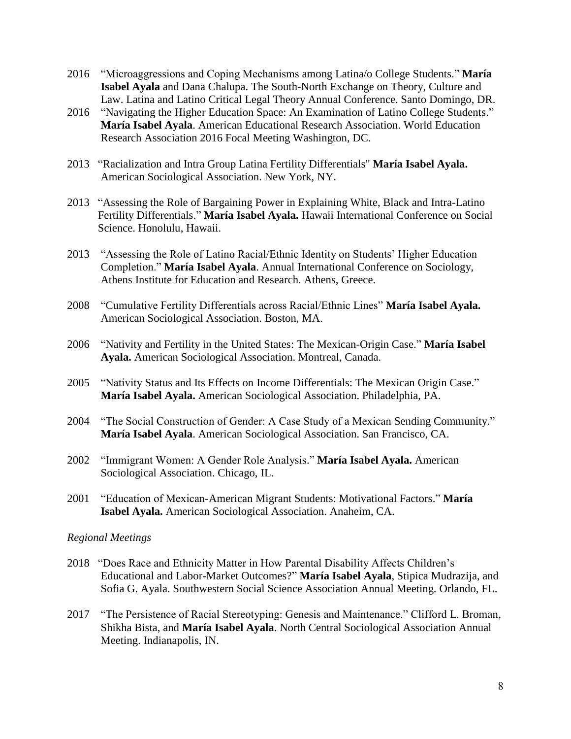2016 "Microaggressions and Coping Mechanisms among Latina/o College Students." **María Isabel Ayala** and Dana Chalupa. The South-North Exchange on Theory, Culture and Law. Latina and Latino Critical Legal Theory Annual Conference. Santo Domingo, DR.

2016 "Navigating the Higher Education Space: An Examination of Latino College Students." **María Isabel Ayala**. American Educational Research Association. World Education Research Association 2016 Focal Meeting Washington, DC.

2013 "Racialization and Intra Group Latina Fertility Differentials" **María Isabel Ayala.** American Sociological Association. New York, NY.

2013 "Assessing the Role of Bargaining Power in Explaining White, Black and Intra-Latino Fertility Differentials." **María Isabel Ayala.** Hawaii International Conference on Social Science. Honolulu, Hawaii.

2013 "Assessing the Role of Latino Racial/Ethnic Identity on Students' Higher Education Completion." **María Isabel Ayala**. Annual International Conference on Sociology, Athens Institute for Education and Research. Athens, Greece.

2008 "Cumulative Fertility Differentials across Racial/Ethnic Lines" **María Isabel Ayala.** American Sociological Association. Boston, MA.

2006 "Nativity and Fertility in the United States: The Mexican-Origin Case." **María Isabel Ayala.** American Sociological Association. Montreal, Canada.

2005 "Nativity Status and Its Effects on Income Differentials: The Mexican Origin Case." **María Isabel Ayala.** American Sociological Association. Philadelphia, PA.

2004 "The Social Construction of Gender: A Case Study of a Mexican Sending Community." **María Isabel Ayala**. American Sociological Association. San Francisco, CA.

2002 "Immigrant Women: A Gender Role Analysis." **María Isabel Ayala.** American Sociological Association. Chicago, IL.

2001 "Education of Mexican-American Migrant Students: Motivational Factors." **María Isabel Ayala.** American Sociological Association. Anaheim, CA.

*Regional Meetings*

2018 "Does Race and Ethnicity Matter in How Parental Disability Affects Children's Educational and Labor-Market Outcomes?" **María Isabel Ayala**, Stipica Mudrazija, and Sofia G. Ayala. Southwestern Social Science Association Annual Meeting. Orlando, FL.

2017 "The Persistence of Racial Stereotyping: Genesis and Maintenance." Clifford L. Broman, Shikha Bista, and **María Isabel Ayala**. North Central Sociological Association Annual Meeting. Indianapolis, IN.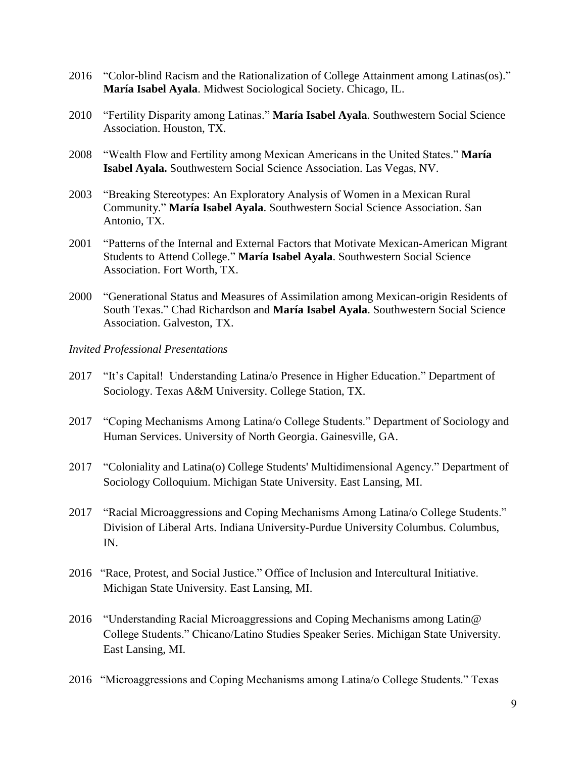2016 "Color-blind Racism and the Rationalization of College Attainment among Latinas(os)." **María Isabel Ayala**. Midwest Sociological Society. Chicago, IL.

2010 "Fertility Disparity among Latinas." **María Isabel Ayala**. Southwestern Social Science Association. Houston, TX.

2008 "Wealth Flow and Fertility among Mexican Americans in the United States." **María Isabel Ayala.** Southwestern Social Science Association. Las Vegas, NV.

2003 "Breaking Stereotypes: An Exploratory Analysis of Women in a Mexican Rural Community." **María Isabel Ayala**. Southwestern Social Science Association. San Antonio, TX.

2001 "Patterns of the Internal and External Factors that Motivate Mexican-American Migrant Students to Attend College." **María Isabel Ayala**. Southwestern Social Science Association. Fort Worth, TX.

2000 "Generational Status and Measures of Assimilation among Mexican-origin Residents of South Texas." Chad Richardson and **María Isabel Ayala**. Southwestern Social Science Association. Galveston, TX.

*Invited Professional Presentations*

2017 "It's Capital! Understanding Latina/o Presence in Higher Education." Department of Sociology. Texas A&M University. College Station, TX.

2017 "Coping Mechanisms Among Latina/o College Students." Department of Sociology and Human Services. University of North Georgia. Gainesville, GA.

2017 "Coloniality and Latina(o) College Students' Multidimensional Agency." Department of Sociology Colloquium. Michigan State University. East Lansing, MI.

2017 "Racial Microaggressions and Coping Mechanisms Among Latina/o College Students." Division of Liberal Arts. Indiana University-Purdue University Columbus. Columbus, IN.

2016 "Race, Protest, and Social Justice." Office of Inclusion and Intercultural Initiative. Michigan State University. East Lansing, MI.

2016 "Understanding Racial Microaggressions and Coping Mechanisms among Latin@ College Students." Chicano/Latino Studies Speaker Series. Michigan State University. East Lansing, MI.

2016 "Microaggressions and Coping Mechanisms among Latina/o College Students." Texas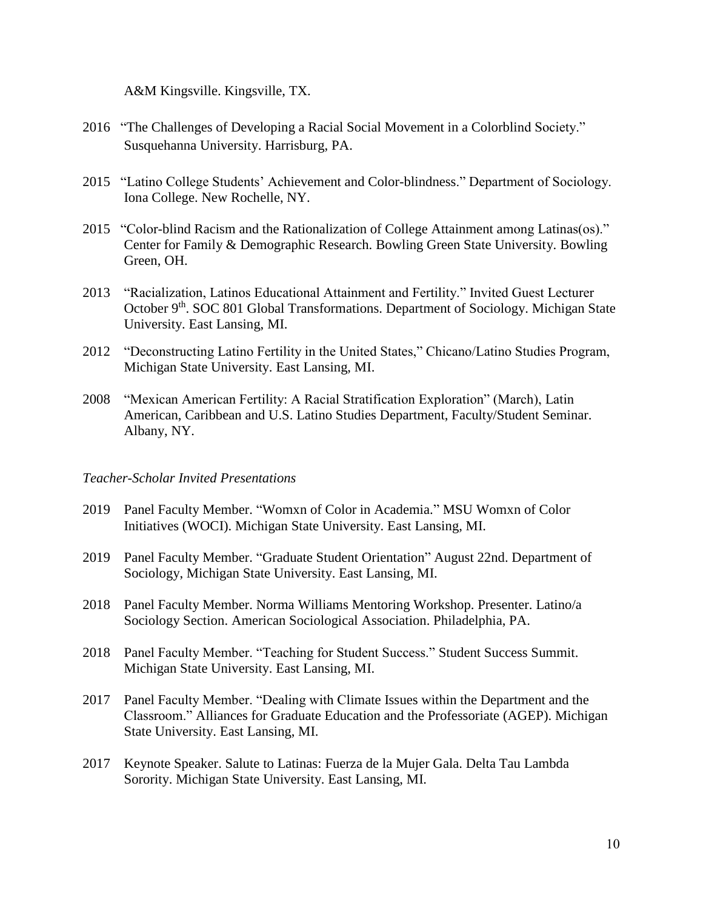A&M Kingsville. Kingsville, TX.

2016 "The Challenges of Developing a Racial Social Movement in a Colorblind Society." Susquehanna University. Harrisburg, PA.

2015 "Latino College Students' Achievement and Color-blindness." Department of Sociology. Iona College. New Rochelle, NY.

2015 "Color-blind Racism and the Rationalization of College Attainment among Latinas(os)." Center for Family & Demographic Research. Bowling Green State University. Bowling Green, OH.

2013 "Racialization, Latinos Educational Attainment and Fertility." Invited Guest Lecturer October 9th. SOC 801 Global Transformations. Department of Sociology. Michigan State University. East Lansing, MI.

2012 "Deconstructing Latino Fertility in the United States," Chicano/Latino Studies Program, Michigan State University. East Lansing, MI.

2008 "Mexican American Fertility: A Racial Stratification Exploration" (March), Latin American, Caribbean and U.S. Latino Studies Department, Faculty/Student Seminar. Albany, NY.

*Teacher-Scholar Invited Presentations*

2019 Panel Faculty Member. "Womxn of Color in Academia." MSU Womxn of Color Initiatives (WOCI). Michigan State University. East Lansing, MI.

2019 Panel Faculty Member. "Graduate Student Orientation" August 22nd. Department of Sociology, Michigan State University. East Lansing, MI.

2018 Panel Faculty Member. Norma Williams Mentoring Workshop. Presenter. Latino/a Sociology Section. American Sociological Association. Philadelphia, PA.

2018 Panel Faculty Member. "Teaching for Student Success." Student Success Summit. Michigan State University. East Lansing, MI.

2017 Panel Faculty Member. "Dealing with Climate Issues within the Department and the Classroom." Alliances for Graduate Education and the Professoriate (AGEP). Michigan State University. East Lansing, MI.

2017 Keynote Speaker. Salute to Latinas: Fuerza de la Mujer Gala. Delta Tau Lambda Sorority. Michigan State University. East Lansing, MI.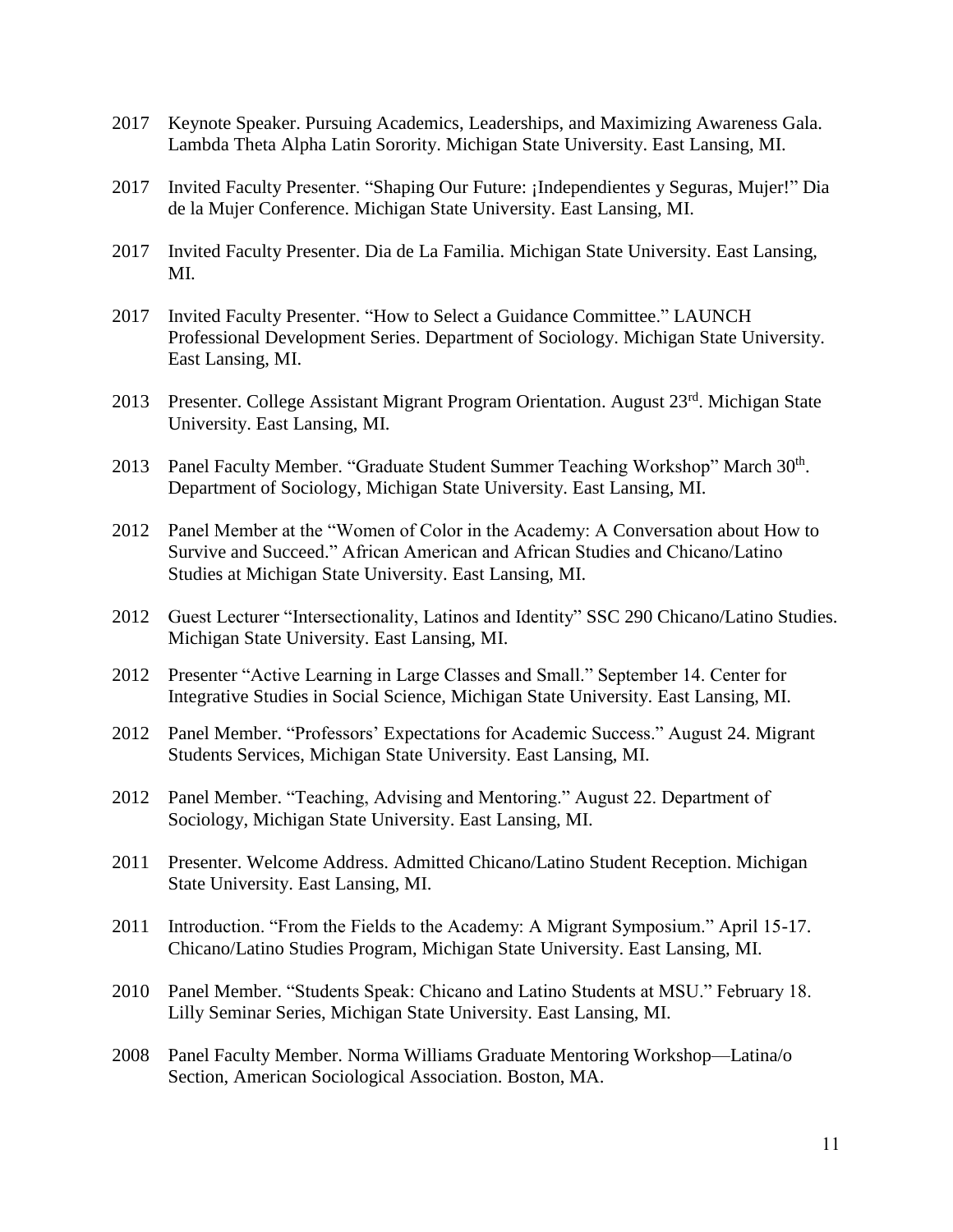2017 Keynote Speaker. Pursuing Academics, Leaderships, and Maximizing Awareness Gala. Lambda Theta Alpha Latin Sorority. Michigan State University. East Lansing, MI.

2017 Invited Faculty Presenter. "Shaping Our Future: ¡Independientes y Seguras, Mujer!" Dia de la Mujer Conference. Michigan State University. East Lansing, MI.

2017 Invited Faculty Presenter. Dia de La Familia. Michigan State University. East Lansing, MI.

2017 Invited Faculty Presenter. "How to Select a Guidance Committee." LAUNCH Professional Development Series. Department of Sociology. Michigan State University. East Lansing, MI.

2013 Presenter. College Assistant Migrant Program Orientation. August 23rd. Michigan State University. East Lansing, MI.

2013 Panel Faculty Member. "Graduate Student Summer Teaching Workshop" March 30th. Department of Sociology, Michigan State University. East Lansing, MI.

2012 Panel Member at the "Women of Color in the Academy: A Conversation about How to Survive and Succeed." African American and African Studies and Chicano/Latino Studies at Michigan State University. East Lansing, MI.

2012 Guest Lecturer "Intersectionality, Latinos and Identity" SSC 290 Chicano/Latino Studies. Michigan State University. East Lansing, MI.

2012 Presenter "Active Learning in Large Classes and Small." September 14. Center for Integrative Studies in Social Science, Michigan State University. East Lansing, MI.

2012 Panel Member. "Professors' Expectations for Academic Success." August 24. Migrant Students Services, Michigan State University. East Lansing, MI.

2012 Panel Member. "Teaching, Advising and Mentoring." August 22. Department of Sociology, Michigan State University. East Lansing, MI.

2011 Presenter. Welcome Address. Admitted Chicano/Latino Student Reception. Michigan State University. East Lansing, MI.

2011 Introduction. "From the Fields to the Academy: A Migrant Symposium." April 15-17. Chicano/Latino Studies Program, Michigan State University. East Lansing, MI.

2010 Panel Member. "Students Speak: Chicano and Latino Students at MSU." February 18. Lilly Seminar Series, Michigan State University. East Lansing, MI.

2008 Panel Faculty Member. Norma Williams Graduate Mentoring Workshop—Latina/o Section, American Sociological Association. Boston, MA.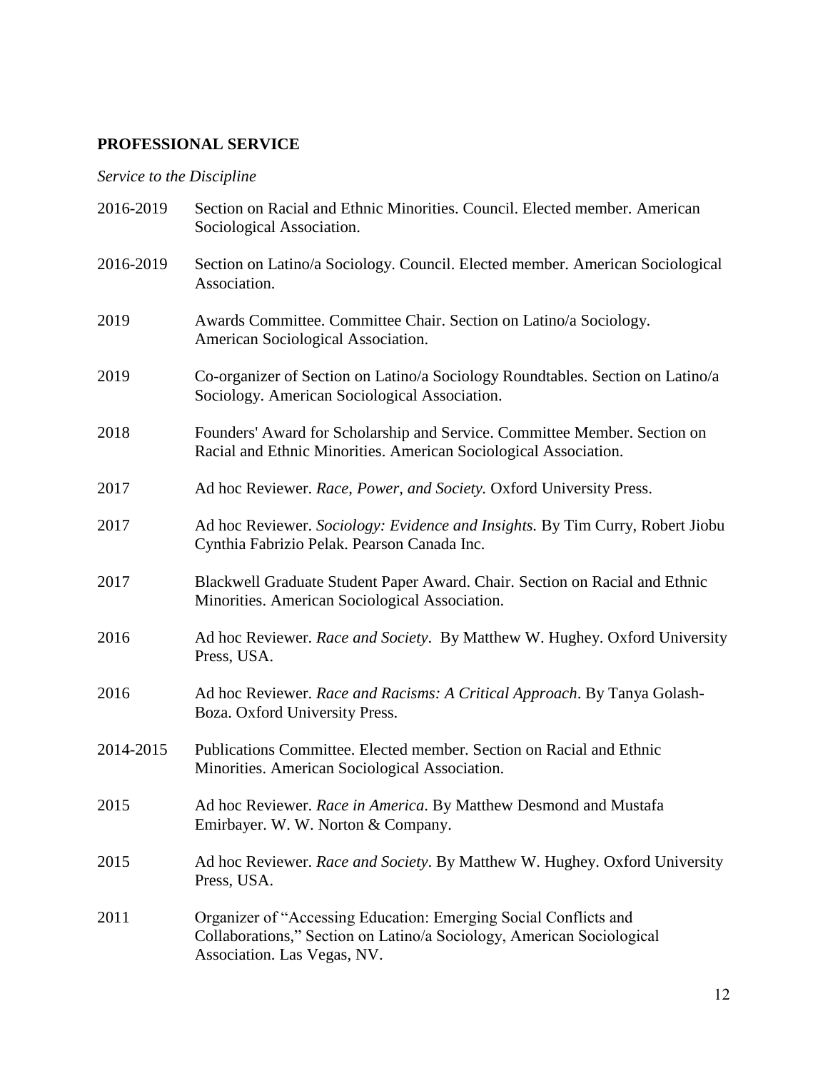## PROFESSIONAL SERVICE

*Service to the Discipline*

2016-2019 Section on Racial and Ethnic Minorities. Council. Elected member. American Sociological Association.

2016-2019 Section on Latino/a Sociology. Council. Elected member. American Sociological Association.

2019 Awards Committee. Committee Chair. Section on Latino/a Sociology. American Sociological Association.

2019 Co-organizer of Section on Latino/a Sociology Roundtables. Section on Latino/a Sociology. American Sociological Association.

2018 Founders' Award for Scholarship and Service. Committee Member. Section on Racial and Ethnic Minorities. American Sociological Association.

2017 Ad hoc Reviewer. *Race, Power, and Society.* Oxford University Press.

2017 Ad hoc Reviewer. *Sociology: Evidence and Insights.* By Tim Curry, Robert Jiobu Cynthia Fabrizio Pelak. Pearson Canada Inc.

2017 Blackwell Graduate Student Paper Award. Chair. Section on Racial and Ethnic Minorities. American Sociological Association.

2016 Ad hoc Reviewer. *Race and Society*. By Matthew W. Hughey. Oxford University Press, USA.

2016 Ad hoc Reviewer. *Race and Racisms: A Critical Approach*. By Tanya Golash-Boza. Oxford University Press.

2014-2015 Publications Committee. Elected member. Section on Racial and Ethnic Minorities. American Sociological Association.

2015 Ad hoc Reviewer. *Race in America*. By Matthew Desmond and Mustafa Emirbayer. W. W. Norton & Company.

2015 Ad hoc Reviewer. *Race and Society*. By Matthew W. Hughey. Oxford University Press, USA.

2011 Organizer of "Accessing Education: Emerging Social Conflicts and Collaborations," Section on Latino/a Sociology, American Sociological Association. Las Vegas, NV.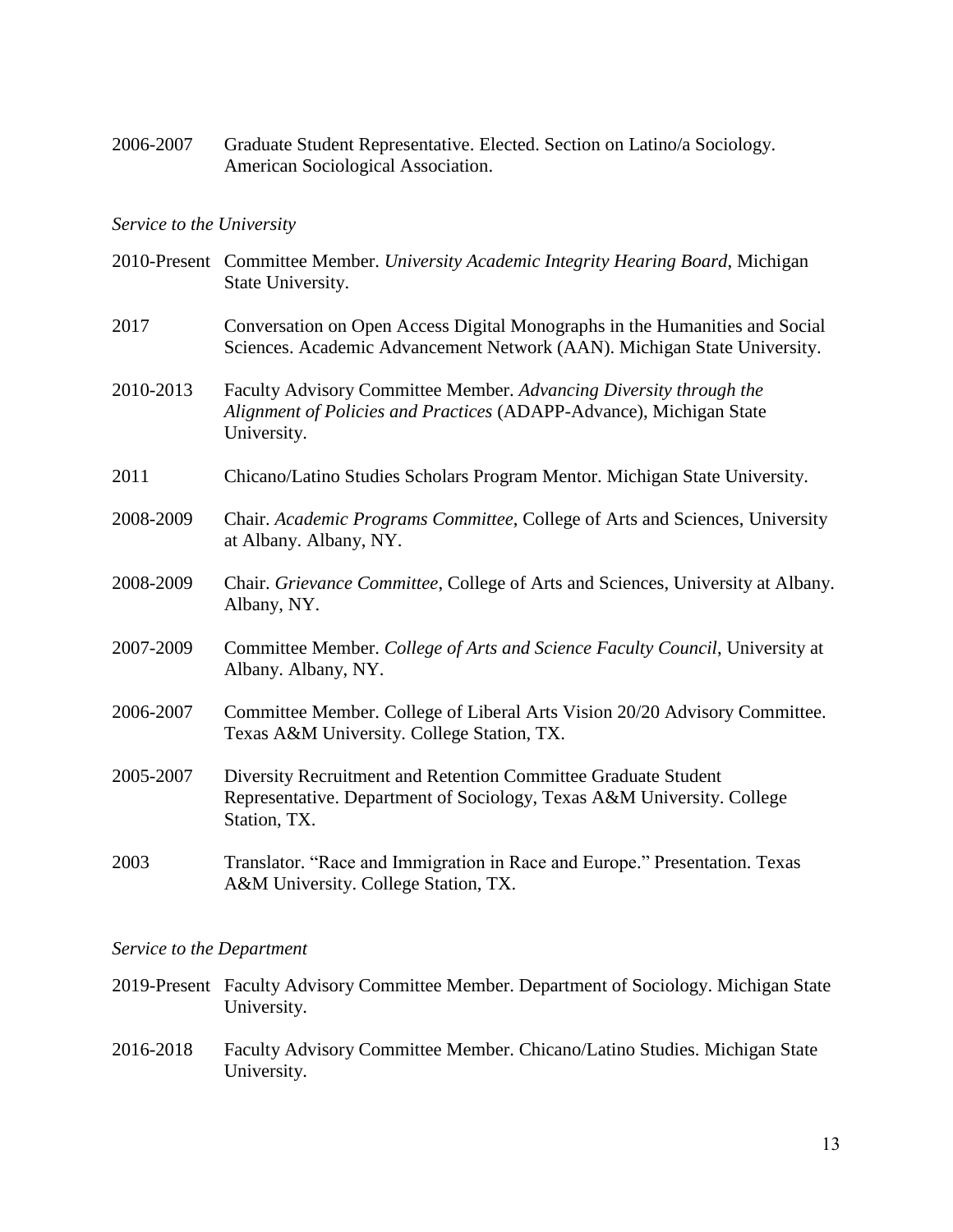2006-2007 Graduate Student Representative. Elected. Section on Latino/a Sociology. American Sociological Association.

*Service to the University*

2010-Present Committee Member. *University Academic Integrity Hearing Board*, Michigan State University.

2017 Conversation on Open Access Digital Monographs in the Humanities and Social Sciences. Academic Advancement Network (AAN). Michigan State University.

2010-2013 Faculty Advisory Committee Member. *Advancing Diversity through the Alignment of Policies and Practices* (ADAPP-Advance), Michigan State University.

2011 Chicano/Latino Studies Scholars Program Mentor. Michigan State University.

2008-2009 Chair. *Academic Programs Committee*, College of Arts and Sciences, University at Albany. Albany, NY.

2008-2009 Chair. *Grievance Committee*, College of Arts and Sciences, University at Albany. Albany, NY.

2007-2009 Committee Member. *College of Arts and Science Faculty Council*, University at Albany. Albany, NY.

2006-2007 Committee Member. College of Liberal Arts Vision 20/20 Advisory Committee. Texas A&M University. College Station, TX.

2005-2007 Diversity Recruitment and Retention Committee Graduate Student Representative. Department of Sociology, Texas A&M University. College Station, TX.

2003 Translator. "Race and Immigration in Race and Europe." Presentation. Texas A&M University. College Station, TX.

*Service to the Department*

2019-Present Faculty Advisory Committee Member. Department of Sociology. Michigan State University.

2016-2018 Faculty Advisory Committee Member. Chicano/Latino Studies. Michigan State University.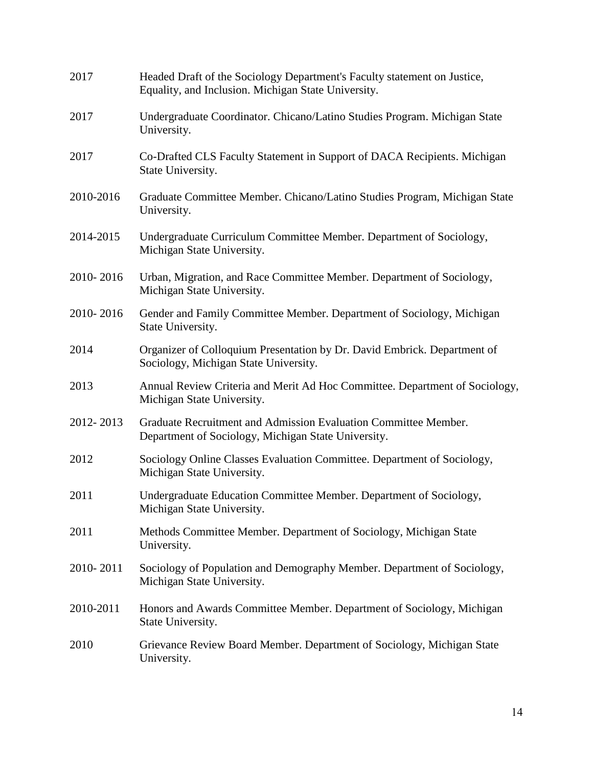2017 Headed Draft of the Sociology Department's Faculty statement on Justice, Equality, and Inclusion. Michigan State University.

2017 Undergraduate Coordinator. Chicano/Latino Studies Program. Michigan State University.

2017 Co-Drafted CLS Faculty Statement in Support of DACA Recipients. Michigan State University.

2010-2016 Graduate Committee Member. Chicano/Latino Studies Program, Michigan State University.

2014-2015 Undergraduate Curriculum Committee Member. Department of Sociology, Michigan State University.

2010- 2016 Urban, Migration, and Race Committee Member. Department of Sociology, Michigan State University.

2010- 2016 Gender and Family Committee Member. Department of Sociology, Michigan State University.

2014 Organizer of Colloquium Presentation by Dr. David Embrick. Department of Sociology, Michigan State University.

2013 Annual Review Criteria and Merit Ad Hoc Committee. Department of Sociology, Michigan State University.

2012- 2013 Graduate Recruitment and Admission Evaluation Committee Member. Department of Sociology, Michigan State University.

2012 Sociology Online Classes Evaluation Committee. Department of Sociology, Michigan State University.

2011 Undergraduate Education Committee Member. Department of Sociology, Michigan State University.

2011 Methods Committee Member. Department of Sociology, Michigan State University.

2010- 2011 Sociology of Population and Demography Member. Department of Sociology, Michigan State University.

2010-2011 Honors and Awards Committee Member. Department of Sociology, Michigan State University.

2010 Grievance Review Board Member. Department of Sociology, Michigan State University.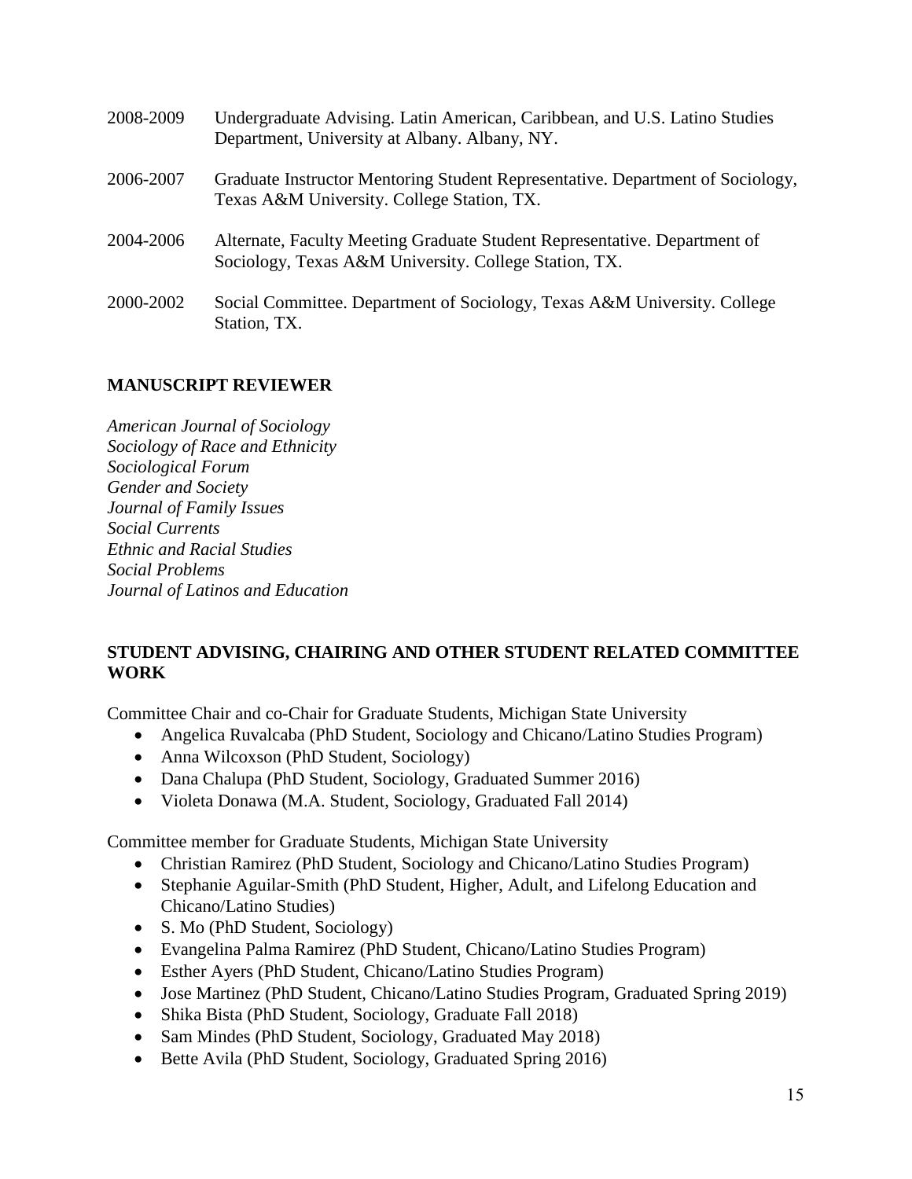2008-2009 Undergraduate Advising. Latin American, Caribbean, and U.S. Latino Studies Department, University at Albany. Albany, NY.

2006-2007 Graduate Instructor Mentoring Student Representative. Department of Sociology, Texas A&M University. College Station, TX.

2004-2006 Alternate, Faculty Meeting Graduate Student Representative. Department of Sociology, Texas A&M University. College Station, TX.

2000-2002 Social Committee. Department of Sociology, Texas A&M University. College Station, TX.

## MANUSCRIPT REVIEWER

*American Journal of Sociology*
*Sociology of Race and Ethnicity*
*Sociological Forum*
*Gender and Society*
*Journal of Family Issues*
*Social Currents*
*Ethnic and Racial Studies*
*Social Problems*
*Journal of Latinos and Education*

## STUDENT ADVISING, CHAIRING AND OTHER STUDENT RELATED COMMITTEE WORK

Committee Chair and co-Chair for Graduate Students, Michigan State University

- Angelica Ruvalcaba (PhD Student, Sociology and Chicano/Latino Studies Program)
- Anna Wilcoxson (PhD Student, Sociology)
- Dana Chalupa (PhD Student, Sociology, Graduated Summer 2016)
- Violeta Donawa (M.A. Student, Sociology, Graduated Fall 2014)

Committee member for Graduate Students, Michigan State University

- Christian Ramirez (PhD Student, Sociology and Chicano/Latino Studies Program)
- Stephanie Aguilar-Smith (PhD Student, Higher, Adult, and Lifelong Education and Chicano/Latino Studies)
- S. Mo (PhD Student, Sociology)
- Evangelina Palma Ramirez (PhD Student, Chicano/Latino Studies Program)
- Esther Ayers (PhD Student, Chicano/Latino Studies Program)
- Jose Martinez (PhD Student, Chicano/Latino Studies Program, Graduated Spring 2019)
- Shika Bista (PhD Student, Sociology, Graduate Fall 2018)
- Sam Mindes (PhD Student, Sociology, Graduated May 2018)
- Bette Avila (PhD Student, Sociology, Graduated Spring 2016)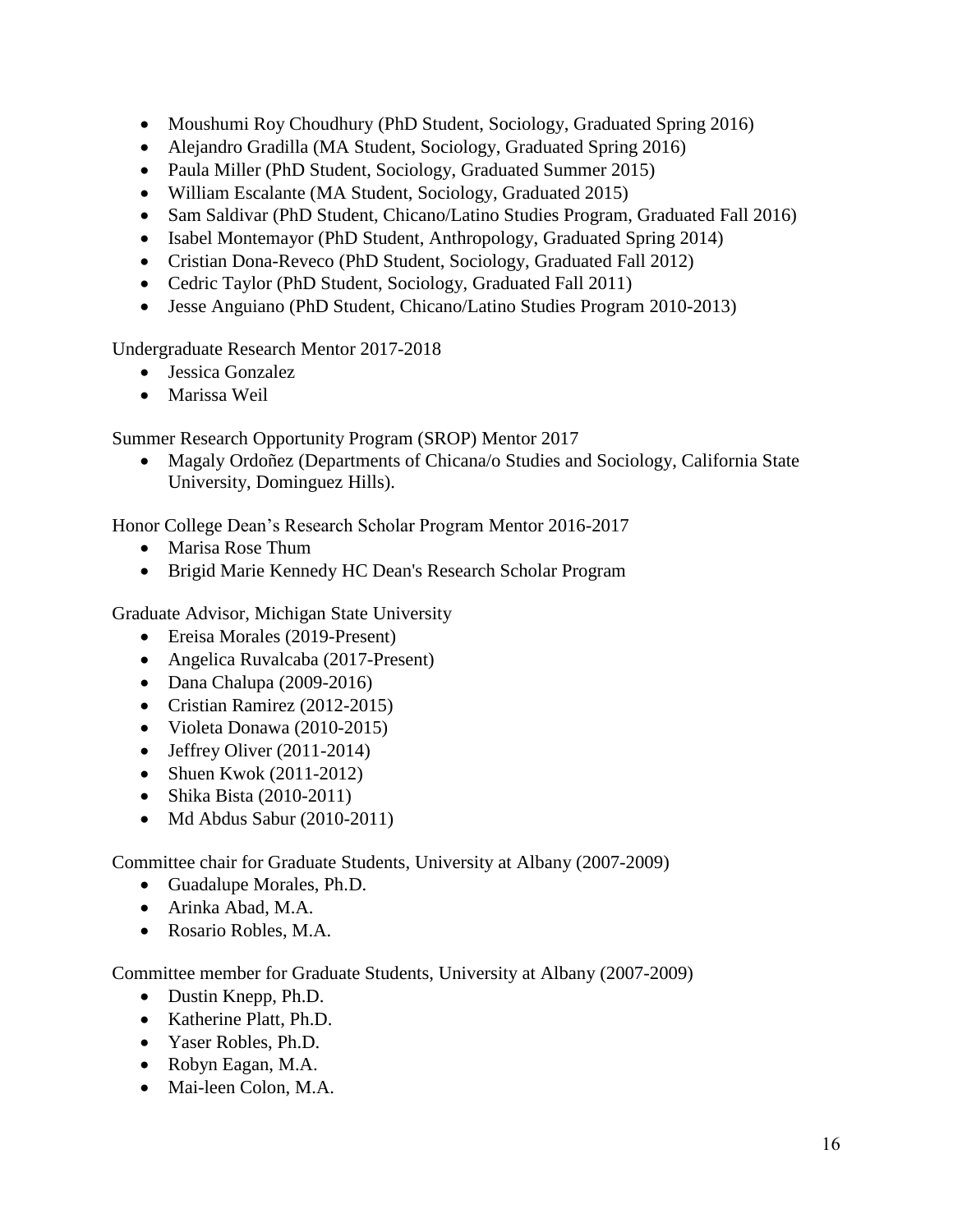- Moushumi Roy Choudhury (PhD Student, Sociology, Graduated Spring 2016)
- Alejandro Gradilla (MA Student, Sociology, Graduated Spring 2016)
- Paula Miller (PhD Student, Sociology, Graduated Summer 2015)
- William Escalante (MA Student, Sociology, Graduated 2015)
- Sam Saldivar (PhD Student, Chicano/Latino Studies Program, Graduated Fall 2016)
- Isabel Montemayor (PhD Student, Anthropology, Graduated Spring 2014)
- Cristian Dona-Reveco (PhD Student, Sociology, Graduated Fall 2012)
- Cedric Taylor (PhD Student, Sociology, Graduated Fall 2011)
- Jesse Anguiano (PhD Student, Chicano/Latino Studies Program 2010-2013)

Undergraduate Research Mentor 2017-2018

- Jessica Gonzalez
- Marissa Weil

Summer Research Opportunity Program (SROP) Mentor 2017

- Magaly Ordoñez (Departments of Chicana/o Studies and Sociology, California State University, Dominguez Hills).

Honor College Dean's Research Scholar Program Mentor 2016-2017

- Marisa Rose Thum
- Brigid Marie Kennedy HC Dean's Research Scholar Program

Graduate Advisor, Michigan State University

- Ereisa Morales (2019-Present)
- Angelica Ruvalcaba (2017-Present)
- Dana Chalupa (2009-2016)
- Cristian Ramirez (2012-2015)
- Violeta Donawa (2010-2015)
- Jeffrey Oliver (2011-2014)
- Shuen Kwok (2011-2012)
- Shika Bista (2010-2011)
- Md Abdus Sabur (2010-2011)

Committee chair for Graduate Students, University at Albany (2007-2009)

- Guadalupe Morales, Ph.D.
- Arinka Abad, M.A.
- Rosario Robles, M.A.

Committee member for Graduate Students, University at Albany (2007-2009)

- Dustin Knepp, Ph.D.
- Katherine Platt, Ph.D.
- Yaser Robles, Ph.D.
- Robyn Eagan, M.A.
- Mai-leen Colon, M.A.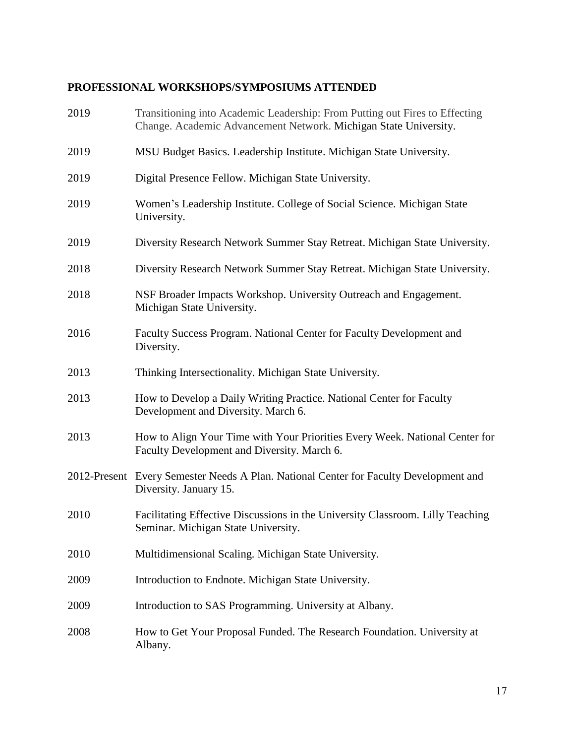## PROFESSIONAL WORKSHOPS/SYMPOSIUMS ATTENDED

2019 Transitioning into Academic Leadership: From Putting out Fires to Effecting Change. Academic Advancement Network. Michigan State University.

2019 MSU Budget Basics. Leadership Institute. Michigan State University.

2019 Digital Presence Fellow. Michigan State University.

2019 Women's Leadership Institute. College of Social Science. Michigan State University.

2019 Diversity Research Network Summer Stay Retreat. Michigan State University.

2018 Diversity Research Network Summer Stay Retreat. Michigan State University.

2018 NSF Broader Impacts Workshop. University Outreach and Engagement. Michigan State University.

2016 Faculty Success Program. National Center for Faculty Development and Diversity.

2013 Thinking Intersectionality. Michigan State University.

2013 How to Develop a Daily Writing Practice. National Center for Faculty Development and Diversity. March 6.

2013 How to Align Your Time with Your Priorities Every Week. National Center for Faculty Development and Diversity. March 6.

2012-Present Every Semester Needs A Plan. National Center for Faculty Development and Diversity. January 15.

2010 Facilitating Effective Discussions in the University Classroom. Lilly Teaching Seminar. Michigan State University.

2010 Multidimensional Scaling. Michigan State University.

2009 Introduction to Endnote. Michigan State University.

2009 Introduction to SAS Programming. University at Albany.

2008 How to Get Your Proposal Funded. The Research Foundation. University at Albany.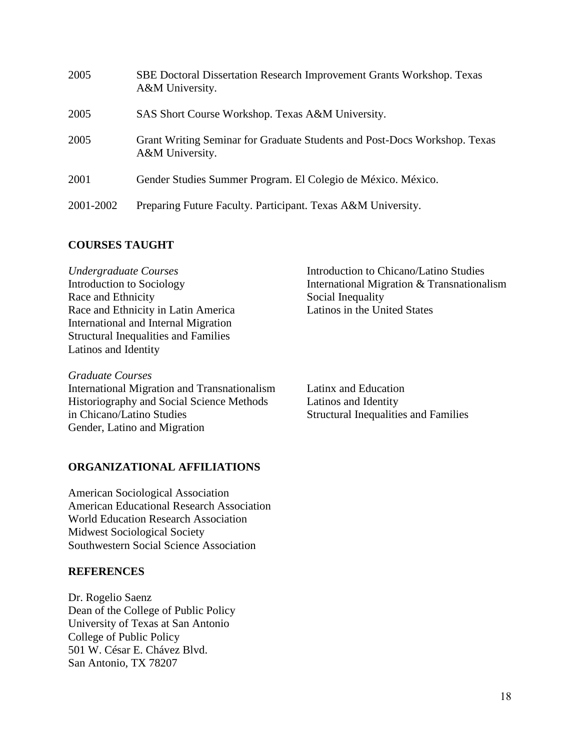2005 SBE Doctoral Dissertation Research Improvement Grants Workshop. Texas A&M University.

2005 SAS Short Course Workshop. Texas A&M University.

2005 Grant Writing Seminar for Graduate Students and Post-Docs Workshop. Texas A&M University.

2001 Gender Studies Summer Program. El Colegio de México. México.

2001-2002 Preparing Future Faculty. Participant. Texas A&M University.

## COURSES TAUGHT

*Undergraduate Courses*

Introduction to Sociology
Race and Ethnicity
Race and Ethnicity in Latin America
International and Internal Migration
Structural Inequalities and Families
Latinos and Identity
Introduction to Chicano/Latino Studies
International Migration & Transnationalism
Social Inequality
Latinos in the United States

*Graduate Courses*

International Migration and Transnationalism
Historiography and Social Science Methods in Chicano/Latino Studies
Gender, Latino and Migration
Latinx and Education
Latinos and Identity
Structural Inequalities and Families

## ORGANIZATIONAL AFFILIATIONS

American Sociological Association
American Educational Research Association
World Education Research Association
Midwest Sociological Society
Southwestern Social Science Association

## REFERENCES

Dr. Rogelio Saenz
Dean of the College of Public Policy
University of Texas at San Antonio
College of Public Policy
501 W. César E. Chávez Blvd.
San Antonio, TX 78207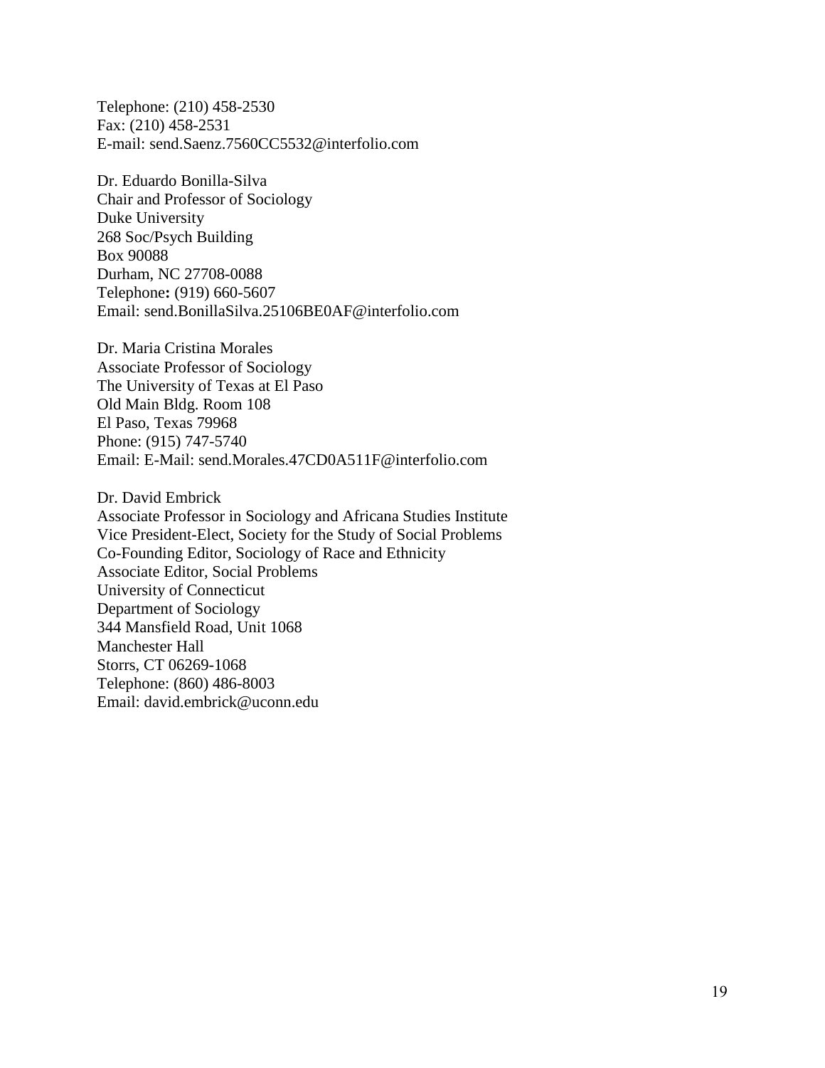Telephone: (210) 458-2530
Fax: (210) 458-2531
E-mail: send.Saenz.7560CC5532@interfolio.com

Dr. Eduardo Bonilla-Silva
Chair and Professor of Sociology
Duke University
268 Soc/Psych Building
Box 90088
Durham, NC 27708-0088
Telephone**:** (919) 660-5607
Email: send.BonillaSilva.25106BE0AF@interfolio.com

Dr. Maria Cristina Morales
Associate Professor of Sociology
The University of Texas at El Paso
Old Main Bldg. Room 108
El Paso, Texas 79968
Phone: (915) 747-5740
Email: E-Mail: send.Morales.47CD0A511F@interfolio.com

Dr. David Embrick
Associate Professor in Sociology and Africana Studies Institute
Vice President-Elect, Society for the Study of Social Problems
Co-Founding Editor, Sociology of Race and Ethnicity
Associate Editor, Social Problems
University of Connecticut
Department of Sociology
344 Mansfield Road, Unit 1068
Manchester Hall
Storrs, CT 06269-1068
Telephone: (860) 486-8003
Email: david.embrick@uconn.edu